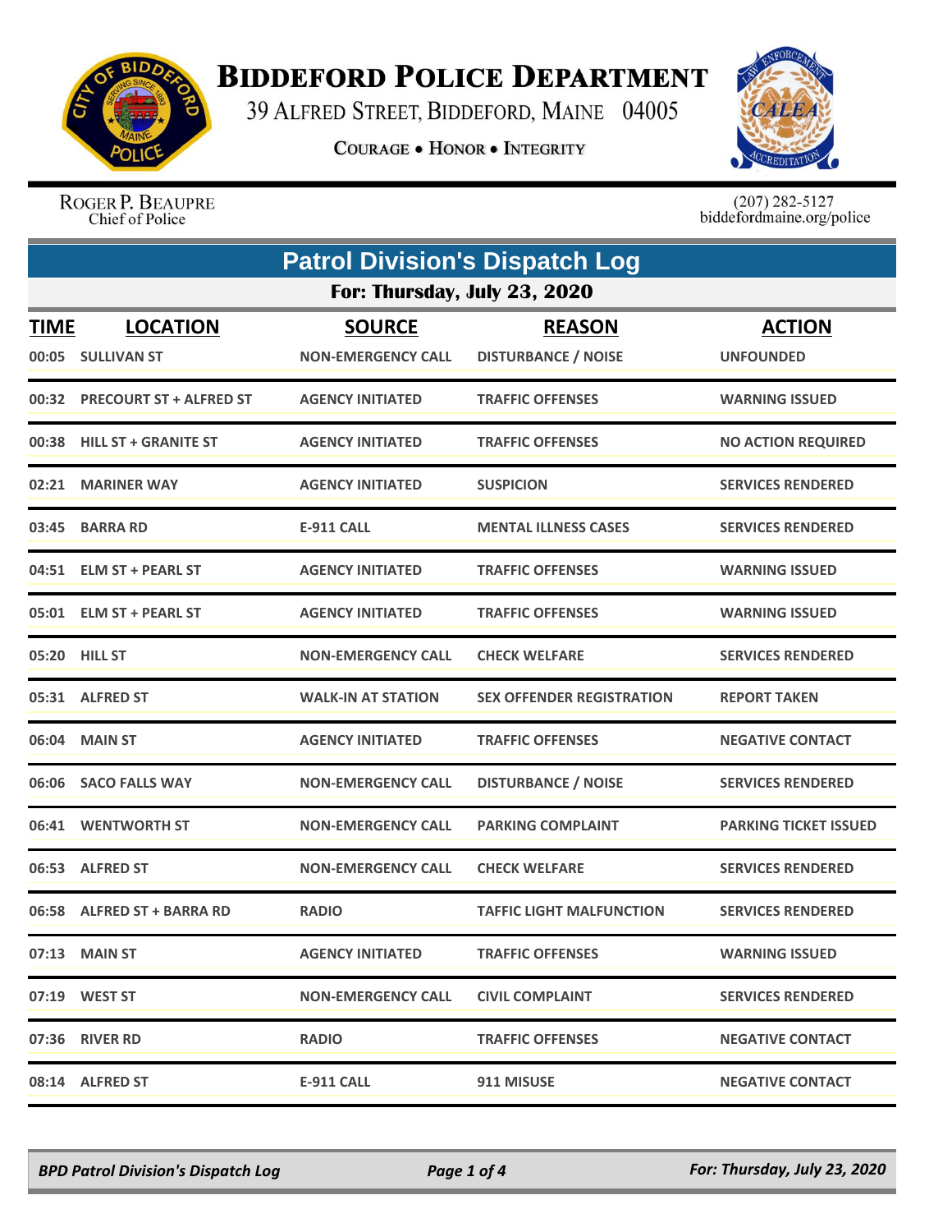# Biddeford Police Department

39 Alfred Street, Biddeford, Maine 04005

**Courage • Honor • Integrity**

Roger P. Beaupre
Chief of Police

(207) 282-5127
biddefordmaine.org/police

## Patrol Division's Dispatch Log

### For: Thursday, July 23, 2020

| TIME | LOCATION | SOURCE | REASON | ACTION |
|---|---|---|---|---|
| 00:05 | SULLIVAN ST | NON-EMERGENCY CALL | DISTURBANCE / NOISE | UNFOUNDED |
| 00:32 | PRECOURT ST + ALFRED ST | AGENCY INITIATED | TRAFFIC OFFENSES | WARNING ISSUED |
| 00:38 | HILL ST + GRANITE ST | AGENCY INITIATED | TRAFFIC OFFENSES | NO ACTION REQUIRED |
| 02:21 | MARINER WAY | AGENCY INITIATED | SUSPICION | SERVICES RENDERED |
| 03:45 | BARRA RD | E-911 CALL | MENTAL ILLNESS CASES | SERVICES RENDERED |
| 04:51 | ELM ST + PEARL ST | AGENCY INITIATED | TRAFFIC OFFENSES | WARNING ISSUED |
| 05:01 | ELM ST + PEARL ST | AGENCY INITIATED | TRAFFIC OFFENSES | WARNING ISSUED |
| 05:20 | HILL ST | NON-EMERGENCY CALL | CHECK WELFARE | SERVICES RENDERED |
| 05:31 | ALFRED ST | WALK-IN AT STATION | SEX OFFENDER REGISTRATION | REPORT TAKEN |
| 06:04 | MAIN ST | AGENCY INITIATED | TRAFFIC OFFENSES | NEGATIVE CONTACT |
| 06:06 | SACO FALLS WAY | NON-EMERGENCY CALL | DISTURBANCE / NOISE | SERVICES RENDERED |
| 06:41 | WENTWORTH ST | NON-EMERGENCY CALL | PARKING COMPLAINT | PARKING TICKET ISSUED |
| 06:53 | ALFRED ST | NON-EMERGENCY CALL | CHECK WELFARE | SERVICES RENDERED |
| 06:58 | ALFRED ST + BARRA RD | RADIO | TAFFIC LIGHT MALFUNCTION | SERVICES RENDERED |
| 07:13 | MAIN ST | AGENCY INITIATED | TRAFFIC OFFENSES | WARNING ISSUED |
| 07:19 | WEST ST | NON-EMERGENCY CALL | CIVIL COMPLAINT | SERVICES RENDERED |
| 07:36 | RIVER RD | RADIO | TRAFFIC OFFENSES | NEGATIVE CONTACT |
| 08:14 | ALFRED ST | E-911 CALL | 911 MISUSE | NEGATIVE CONTACT |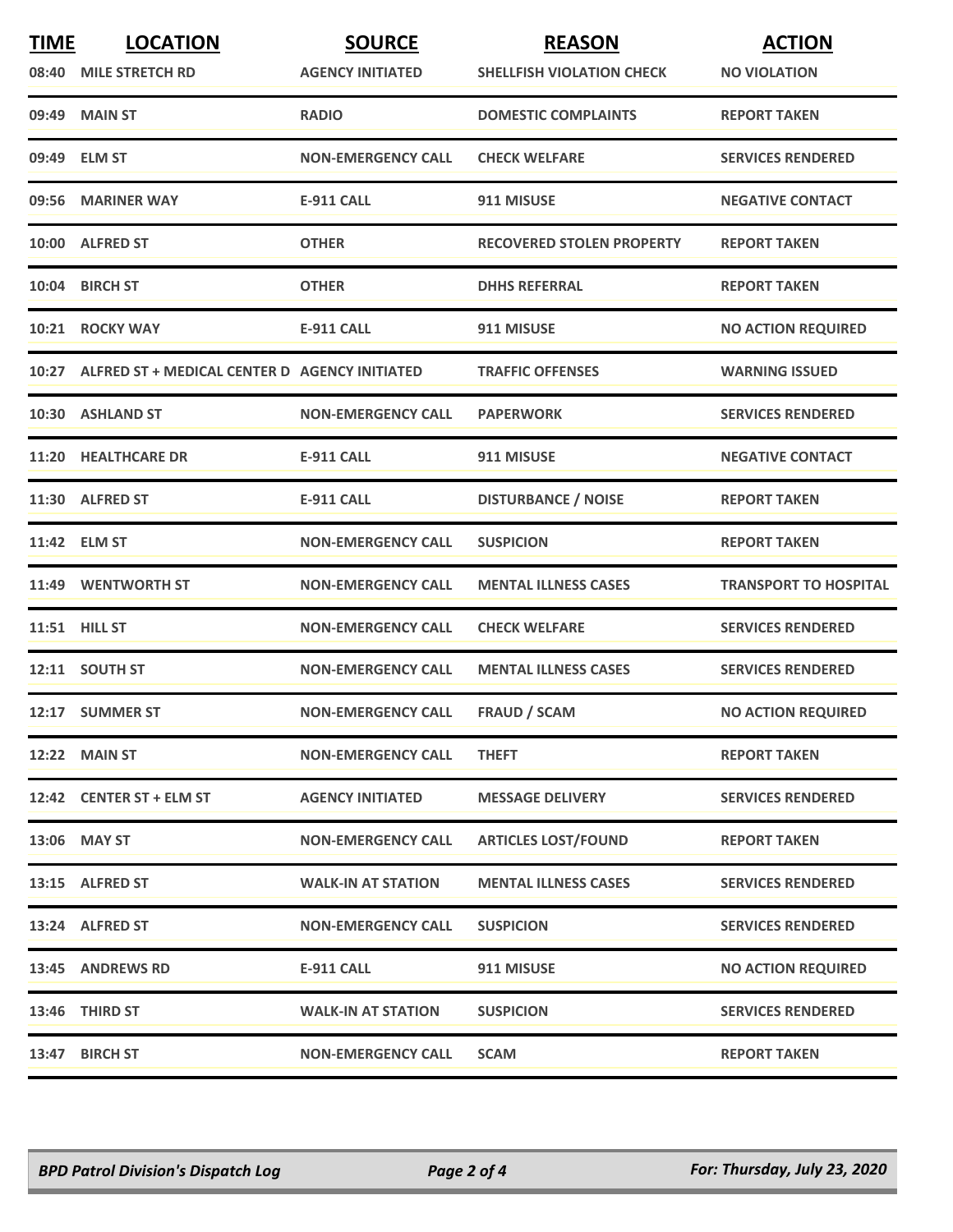| TIME | LOCATION | SOURCE | REASON | ACTION |
| --- | --- | --- | --- | --- |
| 08:40 | MILE STRETCH RD | AGENCY INITIATED | SHELLFISH VIOLATION CHECK | NO VIOLATION |
| 09:49 | MAIN ST | RADIO | DOMESTIC COMPLAINTS | REPORT TAKEN |
| 09:49 | ELM ST | NON-EMERGENCY CALL | CHECK WELFARE | SERVICES RENDERED |
| 09:56 | MARINER WAY | E-911 CALL | 911 MISUSE | NEGATIVE CONTACT |
| 10:00 | ALFRED ST | OTHER | RECOVERED STOLEN PROPERTY | REPORT TAKEN |
| 10:04 | BIRCH ST | OTHER | DHHS REFERRAL | REPORT TAKEN |
| 10:21 | ROCKY WAY | E-911 CALL | 911 MISUSE | NO ACTION REQUIRED |
| 10:27 | ALFRED ST + MEDICAL CENTER D | AGENCY INITIATED | TRAFFIC OFFENSES | WARNING ISSUED |
| 10:30 | ASHLAND ST | NON-EMERGENCY CALL | PAPERWORK | SERVICES RENDERED |
| 11:20 | HEALTHCARE DR | E-911 CALL | 911 MISUSE | NEGATIVE CONTACT |
| 11:30 | ALFRED ST | E-911 CALL | DISTURBANCE / NOISE | REPORT TAKEN |
| 11:42 | ELM ST | NON-EMERGENCY CALL | SUSPICION | REPORT TAKEN |
| 11:49 | WENTWORTH ST | NON-EMERGENCY CALL | MENTAL ILLNESS CASES | TRANSPORT TO HOSPITAL |
| 11:51 | HILL ST | NON-EMERGENCY CALL | CHECK WELFARE | SERVICES RENDERED |
| 12:11 | SOUTH ST | NON-EMERGENCY CALL | MENTAL ILLNESS CASES | SERVICES RENDERED |
| 12:17 | SUMMER ST | NON-EMERGENCY CALL | FRAUD / SCAM | NO ACTION REQUIRED |
| 12:22 | MAIN ST | NON-EMERGENCY CALL | THEFT | REPORT TAKEN |
| 12:42 | CENTER ST + ELM ST | AGENCY INITIATED | MESSAGE DELIVERY | SERVICES RENDERED |
| 13:06 | MAY ST | NON-EMERGENCY CALL | ARTICLES LOST/FOUND | REPORT TAKEN |
| 13:15 | ALFRED ST | WALK-IN AT STATION | MENTAL ILLNESS CASES | SERVICES RENDERED |
| 13:24 | ALFRED ST | NON-EMERGENCY CALL | SUSPICION | SERVICES RENDERED |
| 13:45 | ANDREWS RD | E-911 CALL | 911 MISUSE | NO ACTION REQUIRED |
| 13:46 | THIRD ST | WALK-IN AT STATION | SUSPICION | SERVICES RENDERED |
| 13:47 | BIRCH ST | NON-EMERGENCY CALL | SCAM | REPORT TAKEN |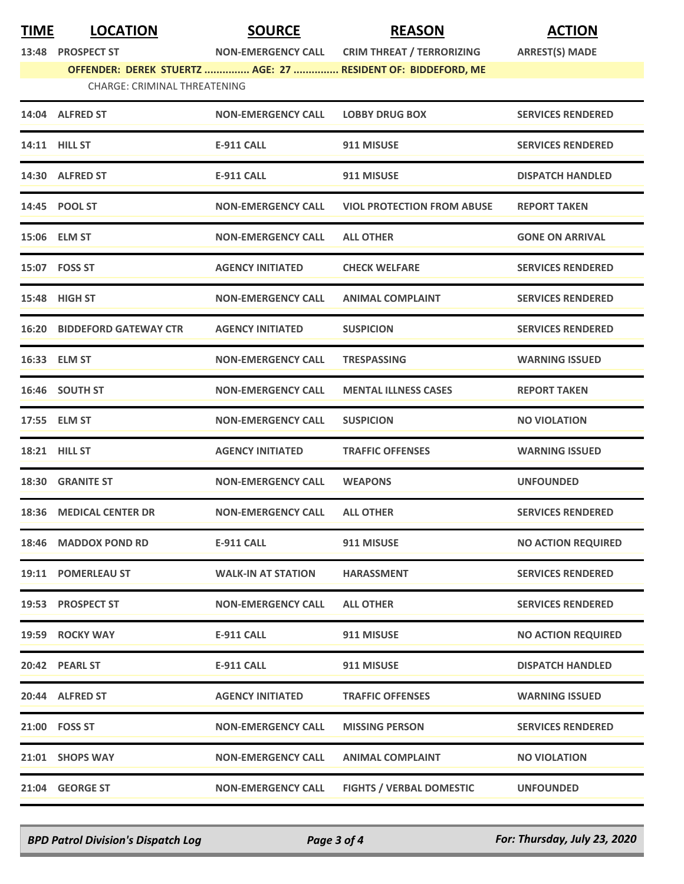| TIME | LOCATION | SOURCE | REASON | ACTION |
|---|---|---|---|---|
| 13:48 | PROSPECT ST | NON-EMERGENCY CALL | CRIM THREAT / TERRORIZING | ARREST(S) MADE |
| | OFFENDER: DEREK STUERTZ ............... AGE: 27 ............... RESIDENT OF: BIDDEFORD, ME | | | |
| | CHARGE: CRIMINAL THREATENING | | | |
| 14:04 | ALFRED ST | NON-EMERGENCY CALL | LOBBY DRUG BOX | SERVICES RENDERED |
| 14:11 | HILL ST | E-911 CALL | 911 MISUSE | SERVICES RENDERED |
| 14:30 | ALFRED ST | E-911 CALL | 911 MISUSE | DISPATCH HANDLED |
| 14:45 | POOL ST | NON-EMERGENCY CALL | VIOL PROTECTION FROM ABUSE | REPORT TAKEN |
| 15:06 | ELM ST | NON-EMERGENCY CALL | ALL OTHER | GONE ON ARRIVAL |
| 15:07 | FOSS ST | AGENCY INITIATED | CHECK WELFARE | SERVICES RENDERED |
| 15:48 | HIGH ST | NON-EMERGENCY CALL | ANIMAL COMPLAINT | SERVICES RENDERED |
| 16:20 | BIDDEFORD GATEWAY CTR | AGENCY INITIATED | SUSPICION | SERVICES RENDERED |
| 16:33 | ELM ST | NON-EMERGENCY CALL | TRESPASSING | WARNING ISSUED |
| 16:46 | SOUTH ST | NON-EMERGENCY CALL | MENTAL ILLNESS CASES | REPORT TAKEN |
| 17:55 | ELM ST | NON-EMERGENCY CALL | SUSPICION | NO VIOLATION |
| 18:21 | HILL ST | AGENCY INITIATED | TRAFFIC OFFENSES | WARNING ISSUED |
| 18:30 | GRANITE ST | NON-EMERGENCY CALL | WEAPONS | UNFOUNDED |
| 18:36 | MEDICAL CENTER DR | NON-EMERGENCY CALL | ALL OTHER | SERVICES RENDERED |
| 18:46 | MADDOX POND RD | E-911 CALL | 911 MISUSE | NO ACTION REQUIRED |
| 19:11 | POMERLEAU ST | WALK-IN AT STATION | HARASSMENT | SERVICES RENDERED |
| 19:53 | PROSPECT ST | NON-EMERGENCY CALL | ALL OTHER | SERVICES RENDERED |
| 19:59 | ROCKY WAY | E-911 CALL | 911 MISUSE | NO ACTION REQUIRED |
| 20:42 | PEARL ST | E-911 CALL | 911 MISUSE | DISPATCH HANDLED |
| 20:44 | ALFRED ST | AGENCY INITIATED | TRAFFIC OFFENSES | WARNING ISSUED |
| 21:00 | FOSS ST | NON-EMERGENCY CALL | MISSING PERSON | SERVICES RENDERED |
| 21:01 | SHOPS WAY | NON-EMERGENCY CALL | ANIMAL COMPLAINT | NO VIOLATION |
| 21:04 | GEORGE ST | NON-EMERGENCY CALL | FIGHTS / VERBAL DOMESTIC | UNFOUNDED |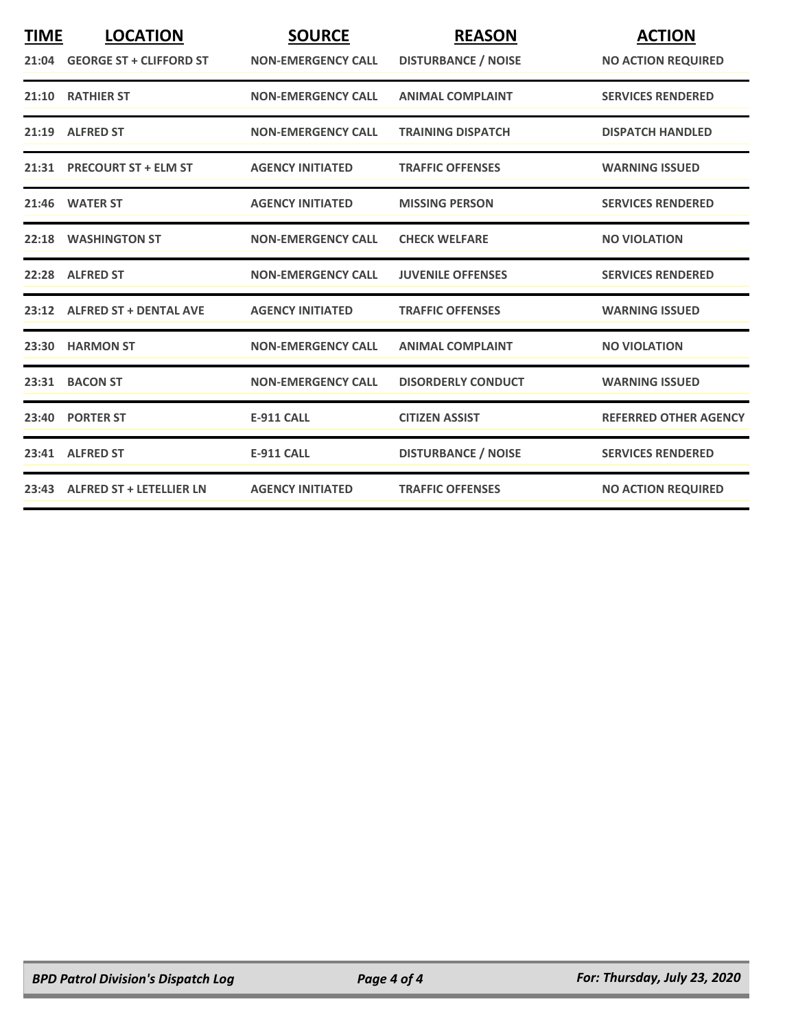| TIME | LOCATION | SOURCE | REASON | ACTION |
|---|---|---|---|---|
| 21:04 | GEORGE ST + CLIFFORD ST | NON-EMERGENCY CALL | DISTURBANCE / NOISE | NO ACTION REQUIRED |
| 21:10 | RATHIER ST | NON-EMERGENCY CALL | ANIMAL COMPLAINT | SERVICES RENDERED |
| 21:19 | ALFRED ST | NON-EMERGENCY CALL | TRAINING DISPATCH | DISPATCH HANDLED |
| 21:31 | PRECOURT ST + ELM ST | AGENCY INITIATED | TRAFFIC OFFENSES | WARNING ISSUED |
| 21:46 | WATER ST | AGENCY INITIATED | MISSING PERSON | SERVICES RENDERED |
| 22:18 | WASHINGTON ST | NON-EMERGENCY CALL | CHECK WELFARE | NO VIOLATION |
| 22:28 | ALFRED ST | NON-EMERGENCY CALL | JUVENILE OFFENSES | SERVICES RENDERED |
| 23:12 | ALFRED ST + DENTAL AVE | AGENCY INITIATED | TRAFFIC OFFENSES | WARNING ISSUED |
| 23:30 | HARMON ST | NON-EMERGENCY CALL | ANIMAL COMPLAINT | NO VIOLATION |
| 23:31 | BACON ST | NON-EMERGENCY CALL | DISORDERLY CONDUCT | WARNING ISSUED |
| 23:40 | PORTER ST | E-911 CALL | CITIZEN ASSIST | REFERRED OTHER AGENCY |
| 23:41 | ALFRED ST | E-911 CALL | DISTURBANCE / NOISE | SERVICES RENDERED |
| 23:43 | ALFRED ST + LETELLIER LN | AGENCY INITIATED | TRAFFIC OFFENSES | NO ACTION REQUIRED |